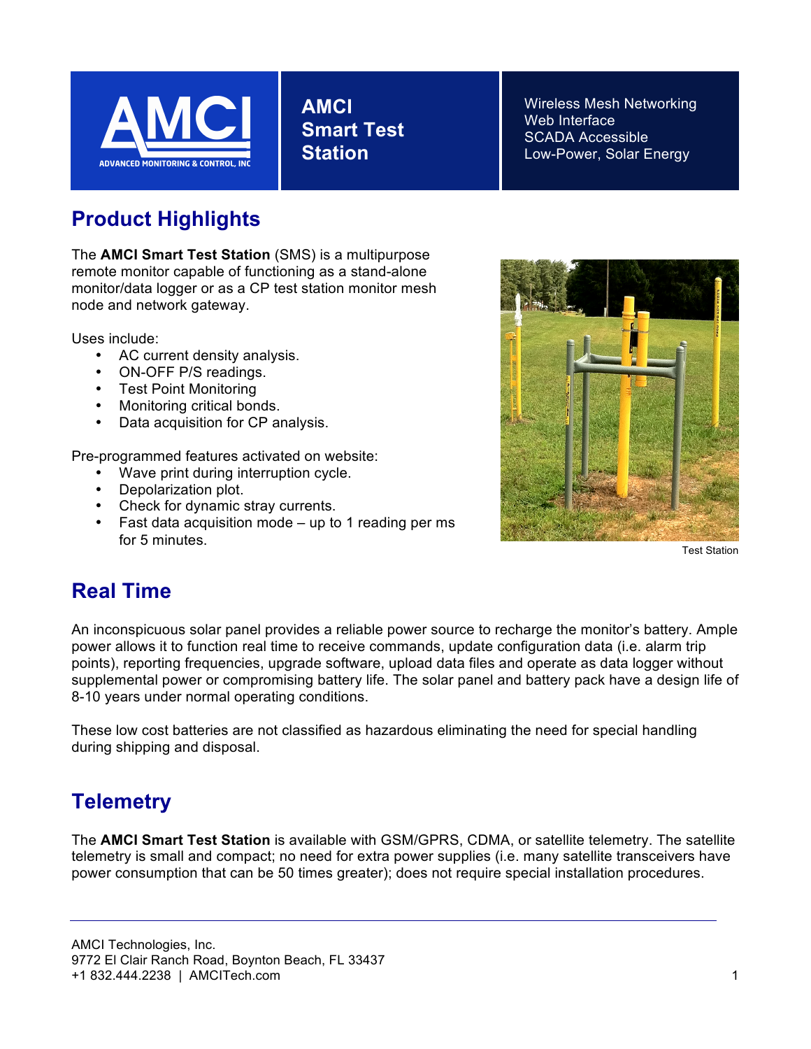AMCI

ADVANCED MONITORING & CONTROL, INC

# AMCI Smart Test Station

Wireless Mesh Networking
Web Interface
SCADA Accessible
Low-Power, Solar Energy

## Product Highlights

The **AMCI Smart Test Station** (SMS) is a multipurpose remote monitor capable of functioning as a stand-alone monitor/data logger or as a CP test station monitor mesh node and network gateway.

Uses include:

- AC current density analysis.
- ON-OFF P/S readings.
- Test Point Monitoring
- Monitoring critical bonds.
- Data acquisition for CP analysis.

Pre-programmed features activated on website:

- Wave print during interruption cycle.
- Depolarization plot.
- Check for dynamic stray currents.
- Fast data acquisition mode – up to 1 reading per ms for 5 minutes.

Test Station

## Real Time

An inconspicuous solar panel provides a reliable power source to recharge the monitor's battery. Ample power allows it to function real time to receive commands, update configuration data (i.e. alarm trip points), reporting frequencies, upgrade software, upload data files and operate as data logger without supplemental power or compromising battery life. The solar panel and battery pack have a design life of 8-10 years under normal operating conditions.

These low cost batteries are not classified as hazardous eliminating the need for special handling during shipping and disposal.

## Telemetry

The **AMCI Smart Test Station** is available with GSM/GPRS, CDMA, or satellite telemetry. The satellite telemetry is small and compact; no need for extra power supplies (i.e. many satellite transceivers have power consumption that can be 50 times greater); does not require special installation procedures.

AMCI Technologies, Inc.
9772 El Clair Ranch Road, Boynton Beach, FL 33437
+1 832.444.2238 | AMCITech.com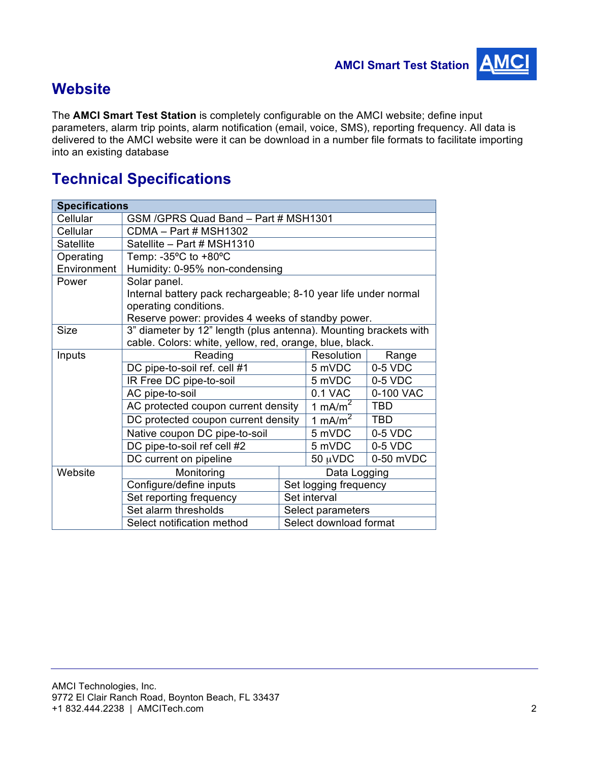## Website

The **AMCI Smart Test Station** is completely configurable on the AMCI website; define input parameters, alarm trip points, alarm notification (email, voice, SMS), reporting frequency. All data is delivered to the AMCI website were it can be download in a number file formats to facilitate importing into an existing database

## Technical Specifications

| **Specifications** | | | |
|---|---|---|---|
| Cellular | GSM /GPRS Quad Band – Part # MSH1301 | | |
| Cellular | CDMA – Part # MSH1302 | | |
| Satellite | Satellite – Part # MSH1310 | | |
| Operating Environment | Temp: -35ºC to +80ºC<br>Humidity: 0-95% non-condensing | | |
| Power | Solar panel.<br>Internal battery pack rechargeable; 8-10 year life under normal operating conditions.<br>Reserve power: provides 4 weeks of standby power. | | |
| Size | 3" diameter by 12" length (plus antenna). Mounting brackets with cable. Colors: white, yellow, red, orange, blue, black. | | |
| Inputs | Reading | Resolution | Range |
| | DC pipe-to-soil ref. cell #1 | 5 mVDC | 0-5 VDC |
| | IR Free DC pipe-to-soil | 5 mVDC | 0-5 VDC |
| | AC pipe-to-soil | 0.1 VAC | 0-100 VAC |
| | AC protected coupon current density | 1 mA/m$^2$ | TBD |
| | DC protected coupon current density | 1 mA/m$^2$ | TBD |
| | Native coupon DC pipe-to-soil | 5 mVDC | 0-5 VDC |
| | DC pipe-to-soil ref cell #2 | 5 mVDC | 0-5 VDC |
| | DC current on pipeline | 50 μVDC | 0-50 mVDC |
| Website | Monitoring | Data Logging | |
| | Configure/define inputs | Set logging frequency | |
| | Set reporting frequency | Set interval | |
| | Set alarm thresholds | Select parameters | |
| | Select notification method | Select download format | |

AMCI Technologies, Inc.
9772 El Clair Ranch Road, Boynton Beach, FL 33437
+1 832.444.2238 | AMCITech.com